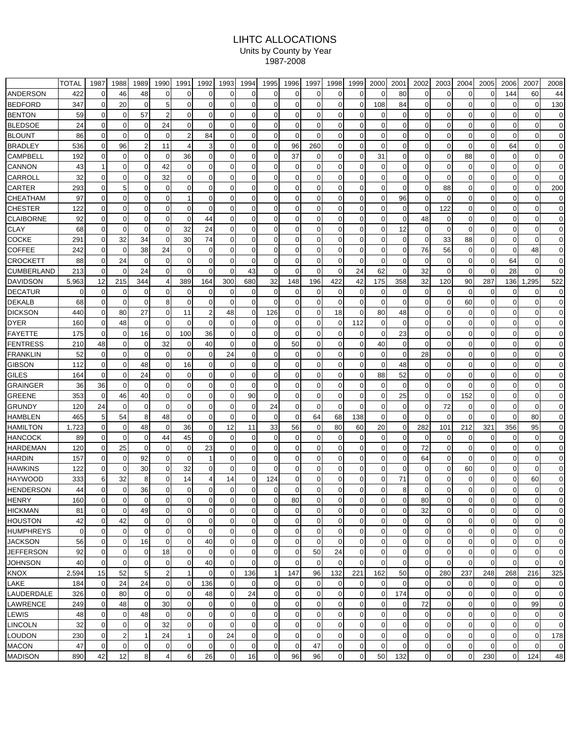# LIHTC ALLOCATIONS

Units by County by Year

1987-2008

| | TOTAL | 1987 | 1988 | 1989 | 1990 | 1991 | 1992 | 1993 | 1994 | 1995 | 1996 | 1997 | 1998 | 1999 | 2000 | 2001 | 2002 | 2003 | 2004 | 2005 | 2006 | 2007 | 2008 |
|---|---|---|---|---|---|---|---|---|---|---|---|---|---|---|---|---|---|---|---|---|---|---|---|
| ANDERSON | 422 | 0 | 46 | 48 | 0 | 0 | 0 | 0 | 0 | 0 | 0 | 0 | 0 | 0 | 0 | 80 | 0 | 0 | 0 | 0 | 144 | 60 | 44 |
| BEDFORD | 347 | 0 | 20 | 0 | 5 | 0 | 0 | 0 | 0 | 0 | 0 | 0 | 0 | 0 | 108 | 84 | 0 | 0 | 0 | 0 | 0 | 0 | 130 |
| BENTON | 59 | 0 | 0 | 57 | 2 | 0 | 0 | 0 | 0 | 0 | 0 | 0 | 0 | 0 | 0 | 0 | 0 | 0 | 0 | 0 | 0 | 0 | 0 |
| BLEDSOE | 24 | 0 | 0 | 0 | 24 | 0 | 0 | 0 | 0 | 0 | 0 | 0 | 0 | 0 | 0 | 0 | 0 | 0 | 0 | 0 | 0 | 0 | 0 |
| BLOUNT | 86 | 0 | 0 | 0 | 0 | 2 | 84 | 0 | 0 | 0 | 0 | 0 | 0 | 0 | 0 | 0 | 0 | 0 | 0 | 0 | 0 | 0 | 0 |
| BRADLEY | 536 | 0 | 96 | 2 | 11 | 4 | 3 | 0 | 0 | 0 | 96 | 260 | 0 | 0 | 0 | 0 | 0 | 0 | 0 | 0 | 64 | 0 | 0 |
| CAMPBELL | 192 | 0 | 0 | 0 | 0 | 36 | 0 | 0 | 0 | 0 | 37 | 0 | 0 | 0 | 31 | 0 | 0 | 0 | 88 | 0 | 0 | 0 | 0 |
| CANNON | 43 | 1 | 0 | 0 | 42 | 0 | 0 | 0 | 0 | 0 | 0 | 0 | 0 | 0 | 0 | 0 | 0 | 0 | 0 | 0 | 0 | 0 | 0 |
| CARROLL | 32 | 0 | 0 | 0 | 32 | 0 | 0 | 0 | 0 | 0 | 0 | 0 | 0 | 0 | 0 | 0 | 0 | 0 | 0 | 0 | 0 | 0 | 0 |
| CARTER | 293 | 0 | 5 | 0 | 0 | 0 | 0 | 0 | 0 | 0 | 0 | 0 | 0 | 0 | 0 | 0 | 0 | 88 | 0 | 0 | 0 | 0 | 200 |
| CHEATHAM | 97 | 0 | 0 | 0 | 0 | 1 | 0 | 0 | 0 | 0 | 0 | 0 | 0 | 0 | 0 | 96 | 0 | 0 | 0 | 0 | 0 | 0 | 0 |
| CHESTER | 122 | 0 | 0 | 0 | 0 | 0 | 0 | 0 | 0 | 0 | 0 | 0 | 0 | 0 | 0 | 0 | 0 | 122 | 0 | 0 | 0 | 0 | 0 |
| CLAIBORNE | 92 | 0 | 0 | 0 | 0 | 0 | 44 | 0 | 0 | 0 | 0 | 0 | 0 | 0 | 0 | 0 | 48 | 0 | 0 | 0 | 0 | 0 | 0 |
| CLAY | 68 | 0 | 0 | 0 | 0 | 32 | 24 | 0 | 0 | 0 | 0 | 0 | 0 | 0 | 0 | 12 | 0 | 0 | 0 | 0 | 0 | 0 | 0 |
| COCKE | 291 | 0 | 32 | 34 | 0 | 30 | 74 | 0 | 0 | 0 | 0 | 0 | 0 | 0 | 0 | 0 | 0 | 33 | 88 | 0 | 0 | 0 | 0 |
| COFFEE | 242 | 0 | 0 | 38 | 24 | 0 | 0 | 0 | 0 | 0 | 0 | 0 | 0 | 0 | 0 | 0 | 76 | 56 | 0 | 0 | 0 | 48 | 0 |
| CROCKETT | 88 | 0 | 24 | 0 | 0 | 0 | 0 | 0 | 0 | 0 | 0 | 0 | 0 | 0 | 0 | 0 | 0 | 0 | 0 | 0 | 64 | 0 | 0 |
| CUMBERLAND | 213 | 0 | 0 | 24 | 0 | 0 | 0 | 0 | 43 | 0 | 0 | 0 | 0 | 24 | 62 | 0 | 32 | 0 | 0 | 0 | 28 | 0 | 0 |
| DAVIDSON | 5,963 | 12 | 215 | 344 | 4 | 389 | 164 | 300 | 680 | 32 | 148 | 196 | 422 | 42 | 175 | 358 | 32 | 120 | 90 | 287 | 136 | 1,295 | 522 |
| DECATUR | 0 | 0 | 0 | 0 | 0 | 0 | 0 | 0 | 0 | 0 | 0 | 0 | 0 | 0 | 0 | 0 | 0 | 0 | 0 | 0 | 0 | 0 | 0 |
| DEKALB | 68 | 0 | 0 | 0 | 8 | 0 | 0 | 0 | 0 | 0 | 0 | 0 | 0 | 0 | 0 | 0 | 0 | 0 | 60 | 0 | 0 | 0 | 0 |
| DICKSON | 440 | 0 | 80 | 27 | 0 | 11 | 2 | 48 | 0 | 126 | 0 | 0 | 18 | 0 | 80 | 48 | 0 | 0 | 0 | 0 | 0 | 0 | 0 |
| DYER | 160 | 0 | 48 | 0 | 0 | 0 | 0 | 0 | 0 | 0 | 0 | 0 | 0 | 112 | 0 | 0 | 0 | 0 | 0 | 0 | 0 | 0 | 0 |
| FAYETTE | 175 | 0 | 0 | 16 | 0 | 100 | 36 | 0 | 0 | 0 | 0 | 0 | 0 | 0 | 0 | 23 | 0 | 0 | 0 | 0 | 0 | 0 | 0 |
| FENTRESS | 210 | 48 | 0 | 0 | 32 | 0 | 40 | 0 | 0 | 0 | 50 | 0 | 0 | 0 | 40 | 0 | 0 | 0 | 0 | 0 | 0 | 0 | 0 |
| FRANKLIN | 52 | 0 | 0 | 0 | 0 | 0 | 0 | 24 | 0 | 0 | 0 | 0 | 0 | 0 | 0 | 0 | 28 | 0 | 0 | 0 | 0 | 0 | 0 |
| GIBSON | 112 | 0 | 0 | 48 | 0 | 16 | 0 | 0 | 0 | 0 | 0 | 0 | 0 | 0 | 0 | 48 | 0 | 0 | 0 | 0 | 0 | 0 | 0 |
| GILES | 164 | 0 | 0 | 24 | 0 | 0 | 0 | 0 | 0 | 0 | 0 | 0 | 0 | 0 | 88 | 52 | 0 | 0 | 0 | 0 | 0 | 0 | 0 |
| GRAINGER | 36 | 36 | 0 | 0 | 0 | 0 | 0 | 0 | 0 | 0 | 0 | 0 | 0 | 0 | 0 | 0 | 0 | 0 | 0 | 0 | 0 | 0 | 0 |
| GREENE | 353 | 0 | 46 | 40 | 0 | 0 | 0 | 0 | 90 | 0 | 0 | 0 | 0 | 0 | 0 | 25 | 0 | 0 | 152 | 0 | 0 | 0 | 0 |
| GRUNDY | 120 | 24 | 0 | 0 | 0 | 0 | 0 | 0 | 0 | 24 | 0 | 0 | 0 | 0 | 0 | 0 | 0 | 72 | 0 | 0 | 0 | 0 | 0 |
| HAMBLEN | 465 | 5 | 54 | 8 | 48 | 0 | 0 | 0 | 0 | 0 | 0 | 64 | 68 | 138 | 0 | 0 | 0 | 0 | 0 | 0 | 0 | 80 | 0 |
| HAMILTON | 1,723 | 0 | 0 | 48 | 0 | 36 | 0 | 12 | 11 | 33 | 56 | 0 | 80 | 60 | 20 | 0 | 282 | 101 | 212 | 321 | 356 | 95 | 0 |
| HANCOCK | 89 | 0 | 0 | 0 | 44 | 45 | 0 | 0 | 0 | 0 | 0 | 0 | 0 | 0 | 0 | 0 | 0 | 0 | 0 | 0 | 0 | 0 | 0 |
| HARDEMAN | 120 | 0 | 25 | 0 | 0 | 0 | 23 | 0 | 0 | 0 | 0 | 0 | 0 | 0 | 0 | 0 | 72 | 0 | 0 | 0 | 0 | 0 | 0 |
| HARDIN | 157 | 0 | 0 | 92 | 0 | 0 | 1 | 0 | 0 | 0 | 0 | 0 | 0 | 0 | 0 | 0 | 64 | 0 | 0 | 0 | 0 | 0 | 0 |
| HAWKINS | 122 | 0 | 0 | 30 | 0 | 32 | 0 | 0 | 0 | 0 | 0 | 0 | 0 | 0 | 0 | 0 | 0 | 0 | 60 | 0 | 0 | 0 | 0 |
| HAYWOOD | 333 | 6 | 32 | 8 | 0 | 14 | 4 | 14 | 0 | 124 | 0 | 0 | 0 | 0 | 0 | 71 | 0 | 0 | 0 | 0 | 0 | 60 | 0 |
| HENDERSON | 44 | 0 | 0 | 36 | 0 | 0 | 0 | 0 | 0 | 0 | 0 | 0 | 0 | 0 | 0 | 8 | 0 | 0 | 0 | 0 | 0 | 0 | 0 |
| HENRY | 160 | 0 | 0 | 0 | 0 | 0 | 0 | 0 | 0 | 0 | 80 | 0 | 0 | 0 | 0 | 0 | 80 | 0 | 0 | 0 | 0 | 0 | 0 |
| HICKMAN | 81 | 0 | 0 | 49 | 0 | 0 | 0 | 0 | 0 | 0 | 0 | 0 | 0 | 0 | 0 | 0 | 32 | 0 | 0 | 0 | 0 | 0 | 0 |
| HOUSTON | 42 | 0 | 42 | 0 | 0 | 0 | 0 | 0 | 0 | 0 | 0 | 0 | 0 | 0 | 0 | 0 | 0 | 0 | 0 | 0 | 0 | 0 | 0 |
| HUMPHREYS | 0 | 0 | 0 | 0 | 0 | 0 | 0 | 0 | 0 | 0 | 0 | 0 | 0 | 0 | 0 | 0 | 0 | 0 | 0 | 0 | 0 | 0 | 0 |
| JACKSON | 56 | 0 | 0 | 16 | 0 | 0 | 40 | 0 | 0 | 0 | 0 | 0 | 0 | 0 | 0 | 0 | 0 | 0 | 0 | 0 | 0 | 0 | 0 |
| JEFFERSON | 92 | 0 | 0 | 0 | 18 | 0 | 0 | 0 | 0 | 0 | 0 | 50 | 24 | 0 | 0 | 0 | 0 | 0 | 0 | 0 | 0 | 0 | 0 |
| JOHNSON | 40 | 0 | 0 | 0 | 0 | 0 | 40 | 0 | 0 | 0 | 0 | 0 | 0 | 0 | 0 | 0 | 0 | 0 | 0 | 0 | 0 | 0 | 0 |
| KNOX | 2,594 | 15 | 52 | 5 | 2 | 1 | 0 | 0 | 136 | 1 | 147 | 96 | 132 | 221 | 162 | 50 | 0 | 280 | 237 | 248 | 268 | 216 | 325 |
| LAKE | 184 | 0 | 24 | 24 | 0 | 0 | 136 | 0 | 0 | 0 | 0 | 0 | 0 | 0 | 0 | 0 | 0 | 0 | 0 | 0 | 0 | 0 | 0 |
| LAUDERDALE | 326 | 0 | 80 | 0 | 0 | 0 | 48 | 0 | 24 | 0 | 0 | 0 | 0 | 0 | 0 | 174 | 0 | 0 | 0 | 0 | 0 | 0 | 0 |
| LAWRENCE | 249 | 0 | 48 | 0 | 30 | 0 | 0 | 0 | 0 | 0 | 0 | 0 | 0 | 0 | 0 | 0 | 72 | 0 | 0 | 0 | 0 | 99 | 0 |
| LEWIS | 48 | 0 | 0 | 48 | 0 | 0 | 0 | 0 | 0 | 0 | 0 | 0 | 0 | 0 | 0 | 0 | 0 | 0 | 0 | 0 | 0 | 0 | 0 |
| LINCOLN | 32 | 0 | 0 | 0 | 32 | 0 | 0 | 0 | 0 | 0 | 0 | 0 | 0 | 0 | 0 | 0 | 0 | 0 | 0 | 0 | 0 | 0 | 0 |
| LOUDON | 230 | 0 | 2 | 1 | 24 | 1 | 0 | 24 | 0 | 0 | 0 | 0 | 0 | 0 | 0 | 0 | 0 | 0 | 0 | 0 | 0 | 0 | 178 |
| MACON | 47 | 0 | 0 | 0 | 0 | 0 | 0 | 0 | 0 | 0 | 0 | 47 | 0 | 0 | 0 | 0 | 0 | 0 | 0 | 0 | 0 | 0 | 0 |
| MADISON | 890 | 42 | 12 | 8 | 4 | 6 | 26 | 0 | 16 | 0 | 96 | 96 | 0 | 0 | 50 | 132 | 0 | 0 | 0 | 230 | 0 | 124 | 48 |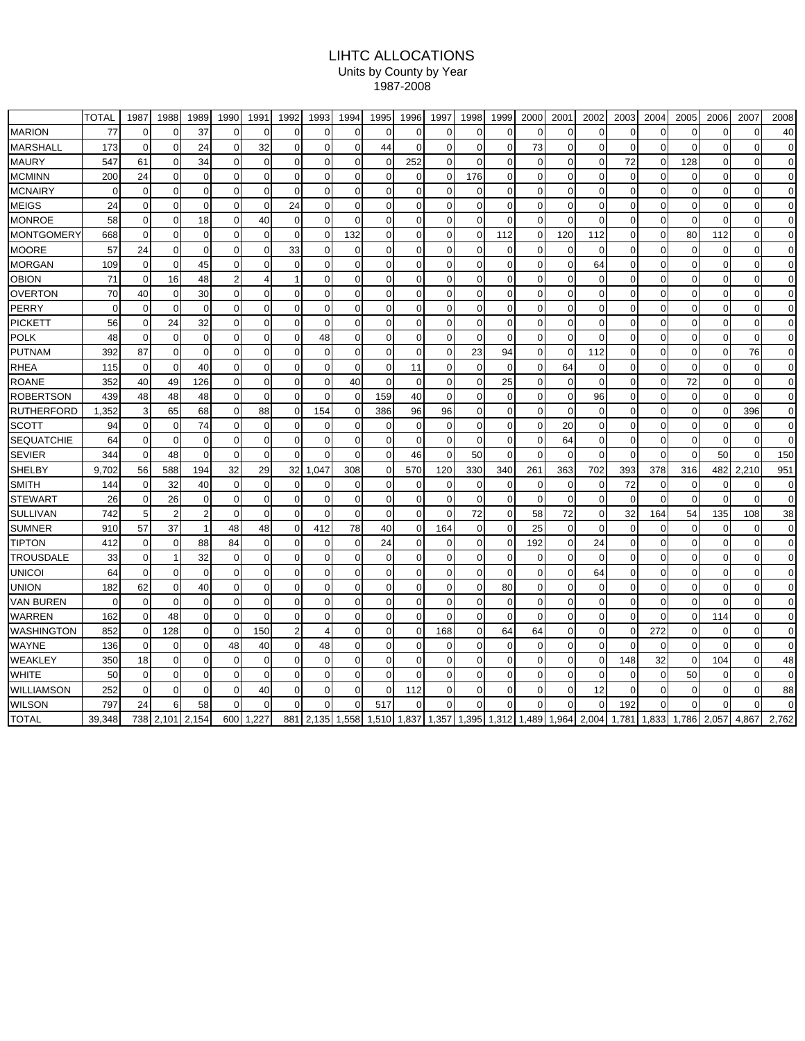# LIHTC ALLOCATIONS
Units by County by Year
1987-2008

| | TOTAL | 1987 | 1988 | 1989 | 1990 | 1991 | 1992 | 1993 | 1994 | 1995 | 1996 | 1997 | 1998 | 1999 | 2000 | 2001 | 2002 | 2003 | 2004 | 2005 | 2006 | 2007 | 2008 |
|---|---|---|---|---|---|---|---|---|---|---|---|---|---|---|---|---|---|---|---|---|---|---|---|
| MARION | 77 | 0 | 0 | 37 | 0 | 0 | 0 | 0 | 0 | 0 | 0 | 0 | 0 | 0 | 0 | 0 | 0 | 0 | 0 | 0 | 0 | 0 | 40 |
| MARSHALL | 173 | 0 | 0 | 24 | 0 | 32 | 0 | 0 | 0 | 44 | 0 | 0 | 0 | 0 | 73 | 0 | 0 | 0 | 0 | 0 | 0 | 0 | 0 |
| MAURY | 547 | 61 | 0 | 34 | 0 | 0 | 0 | 0 | 0 | 0 | 252 | 0 | 0 | 0 | 0 | 0 | 0 | 72 | 0 | 128 | 0 | 0 | 0 |
| MCMINN | 200 | 24 | 0 | 0 | 0 | 0 | 0 | 0 | 0 | 0 | 0 | 0 | 176 | 0 | 0 | 0 | 0 | 0 | 0 | 0 | 0 | 0 | 0 |
| MCNAIRY | 0 | 0 | 0 | 0 | 0 | 0 | 0 | 0 | 0 | 0 | 0 | 0 | 0 | 0 | 0 | 0 | 0 | 0 | 0 | 0 | 0 | 0 | 0 |
| MEIGS | 24 | 0 | 0 | 0 | 0 | 0 | 24 | 0 | 0 | 0 | 0 | 0 | 0 | 0 | 0 | 0 | 0 | 0 | 0 | 0 | 0 | 0 | 0 |
| MONROE | 58 | 0 | 0 | 18 | 0 | 40 | 0 | 0 | 0 | 0 | 0 | 0 | 0 | 0 | 0 | 0 | 0 | 0 | 0 | 0 | 0 | 0 | 0 |
| MONTGOMERY | 668 | 0 | 0 | 0 | 0 | 0 | 0 | 0 | 132 | 0 | 0 | 0 | 0 | 112 | 0 | 120 | 112 | 0 | 0 | 80 | 112 | 0 | 0 |
| MOORE | 57 | 24 | 0 | 0 | 0 | 0 | 33 | 0 | 0 | 0 | 0 | 0 | 0 | 0 | 0 | 0 | 0 | 0 | 0 | 0 | 0 | 0 | 0 |
| MORGAN | 109 | 0 | 0 | 45 | 0 | 0 | 0 | 0 | 0 | 0 | 0 | 0 | 0 | 0 | 0 | 0 | 64 | 0 | 0 | 0 | 0 | 0 | 0 |
| OBION | 71 | 0 | 16 | 48 | 2 | 4 | 1 | 0 | 0 | 0 | 0 | 0 | 0 | 0 | 0 | 0 | 0 | 0 | 0 | 0 | 0 | 0 | 0 |
| OVERTON | 70 | 40 | 0 | 30 | 0 | 0 | 0 | 0 | 0 | 0 | 0 | 0 | 0 | 0 | 0 | 0 | 0 | 0 | 0 | 0 | 0 | 0 | 0 |
| PERRY | 0 | 0 | 0 | 0 | 0 | 0 | 0 | 0 | 0 | 0 | 0 | 0 | 0 | 0 | 0 | 0 | 0 | 0 | 0 | 0 | 0 | 0 | 0 |
| PICKETT | 56 | 0 | 24 | 32 | 0 | 0 | 0 | 0 | 0 | 0 | 0 | 0 | 0 | 0 | 0 | 0 | 0 | 0 | 0 | 0 | 0 | 0 | 0 |
| POLK | 48 | 0 | 0 | 0 | 0 | 0 | 0 | 48 | 0 | 0 | 0 | 0 | 0 | 0 | 0 | 0 | 0 | 0 | 0 | 0 | 0 | 0 | 0 |
| PUTNAM | 392 | 87 | 0 | 0 | 0 | 0 | 0 | 0 | 0 | 0 | 0 | 0 | 23 | 94 | 0 | 0 | 112 | 0 | 0 | 0 | 0 | 76 | 0 |
| RHEA | 115 | 0 | 0 | 40 | 0 | 0 | 0 | 0 | 0 | 0 | 11 | 0 | 0 | 0 | 0 | 64 | 0 | 0 | 0 | 0 | 0 | 0 | 0 |
| ROANE | 352 | 40 | 49 | 126 | 0 | 0 | 0 | 0 | 40 | 0 | 0 | 0 | 0 | 25 | 0 | 0 | 0 | 0 | 0 | 72 | 0 | 0 | 0 |
| ROBERTSON | 439 | 48 | 48 | 48 | 0 | 0 | 0 | 0 | 0 | 159 | 40 | 0 | 0 | 0 | 0 | 0 | 96 | 0 | 0 | 0 | 0 | 0 | 0 |
| RUTHERFORD | 1,352 | 3 | 65 | 68 | 0 | 88 | 0 | 154 | 0 | 386 | 96 | 96 | 0 | 0 | 0 | 0 | 0 | 0 | 0 | 0 | 0 | 396 | 0 |
| SCOTT | 94 | 0 | 0 | 74 | 0 | 0 | 0 | 0 | 0 | 0 | 0 | 0 | 0 | 0 | 0 | 20 | 0 | 0 | 0 | 0 | 0 | 0 | 0 |
| SEQUATCHIE | 64 | 0 | 0 | 0 | 0 | 0 | 0 | 0 | 0 | 0 | 0 | 0 | 0 | 0 | 0 | 64 | 0 | 0 | 0 | 0 | 0 | 0 | 0 |
| SEVIER | 344 | 0 | 48 | 0 | 0 | 0 | 0 | 0 | 0 | 0 | 46 | 0 | 50 | 0 | 0 | 0 | 0 | 0 | 0 | 0 | 50 | 0 | 150 |
| SHELBY | 9,702 | 56 | 588 | 194 | 32 | 29 | 32 | 1,047 | 308 | 0 | 570 | 120 | 330 | 340 | 261 | 363 | 702 | 393 | 378 | 316 | 482 | 2,210 | 951 |
| SMITH | 144 | 0 | 32 | 40 | 0 | 0 | 0 | 0 | 0 | 0 | 0 | 0 | 0 | 0 | 0 | 0 | 0 | 72 | 0 | 0 | 0 | 0 | 0 |
| STEWART | 26 | 0 | 26 | 0 | 0 | 0 | 0 | 0 | 0 | 0 | 0 | 0 | 0 | 0 | 0 | 0 | 0 | 0 | 0 | 0 | 0 | 0 | 0 |
| SULLIVAN | 742 | 5 | 2 | 2 | 0 | 0 | 0 | 0 | 0 | 0 | 0 | 0 | 72 | 0 | 58 | 72 | 0 | 32 | 164 | 54 | 135 | 108 | 38 |
| SUMNER | 910 | 57 | 37 | 1 | 48 | 48 | 0 | 412 | 78 | 40 | 0 | 164 | 0 | 0 | 25 | 0 | 0 | 0 | 0 | 0 | 0 | 0 | 0 |
| TIPTON | 412 | 0 | 0 | 88 | 84 | 0 | 0 | 0 | 0 | 24 | 0 | 0 | 0 | 0 | 192 | 0 | 24 | 0 | 0 | 0 | 0 | 0 | 0 |
| TROUSDALE | 33 | 0 | 1 | 32 | 0 | 0 | 0 | 0 | 0 | 0 | 0 | 0 | 0 | 0 | 0 | 0 | 0 | 0 | 0 | 0 | 0 | 0 | 0 |
| UNICOI | 64 | 0 | 0 | 0 | 0 | 0 | 0 | 0 | 0 | 0 | 0 | 0 | 0 | 0 | 0 | 0 | 64 | 0 | 0 | 0 | 0 | 0 | 0 |
| UNION | 182 | 62 | 0 | 40 | 0 | 0 | 0 | 0 | 0 | 0 | 0 | 0 | 0 | 80 | 0 | 0 | 0 | 0 | 0 | 0 | 0 | 0 | 0 |
| VAN BUREN | 0 | 0 | 0 | 0 | 0 | 0 | 0 | 0 | 0 | 0 | 0 | 0 | 0 | 0 | 0 | 0 | 0 | 0 | 0 | 0 | 0 | 0 | 0 |
| WARREN | 162 | 0 | 48 | 0 | 0 | 0 | 0 | 0 | 0 | 0 | 0 | 0 | 0 | 0 | 0 | 0 | 0 | 0 | 0 | 0 | 114 | 0 | 0 |
| WASHINGTON | 852 | 0 | 128 | 0 | 0 | 150 | 2 | 4 | 0 | 0 | 0 | 168 | 0 | 64 | 64 | 0 | 0 | 0 | 272 | 0 | 0 | 0 | 0 |
| WAYNE | 136 | 0 | 0 | 0 | 48 | 40 | 0 | 48 | 0 | 0 | 0 | 0 | 0 | 0 | 0 | 0 | 0 | 0 | 0 | 0 | 0 | 0 | 0 |
| WEAKLEY | 350 | 18 | 0 | 0 | 0 | 0 | 0 | 0 | 0 | 0 | 0 | 0 | 0 | 0 | 0 | 0 | 0 | 148 | 32 | 0 | 104 | 0 | 48 |
| WHITE | 50 | 0 | 0 | 0 | 0 | 0 | 0 | 0 | 0 | 0 | 0 | 0 | 0 | 0 | 0 | 0 | 0 | 0 | 0 | 50 | 0 | 0 | 0 |
| WILLIAMSON | 252 | 0 | 0 | 0 | 0 | 40 | 0 | 0 | 0 | 0 | 112 | 0 | 0 | 0 | 0 | 0 | 12 | 0 | 0 | 0 | 0 | 0 | 88 |
| WILSON | 797 | 24 | 6 | 58 | 0 | 0 | 0 | 0 | 0 | 517 | 0 | 0 | 0 | 0 | 0 | 0 | 0 | 192 | 0 | 0 | 0 | 0 | 0 |
| TOTAL | 39,348 | 738 | 2,101 | 2,154 | 600 | 1,227 | 881 | 2,135 | 1,558 | 1,510 | 1,837 | 1,357 | 1,395 | 1,312 | 1,489 | 1,964 | 2,004 | 1,781 | 1,833 | 1,786 | 2,057 | 4,867 | 2,762 |